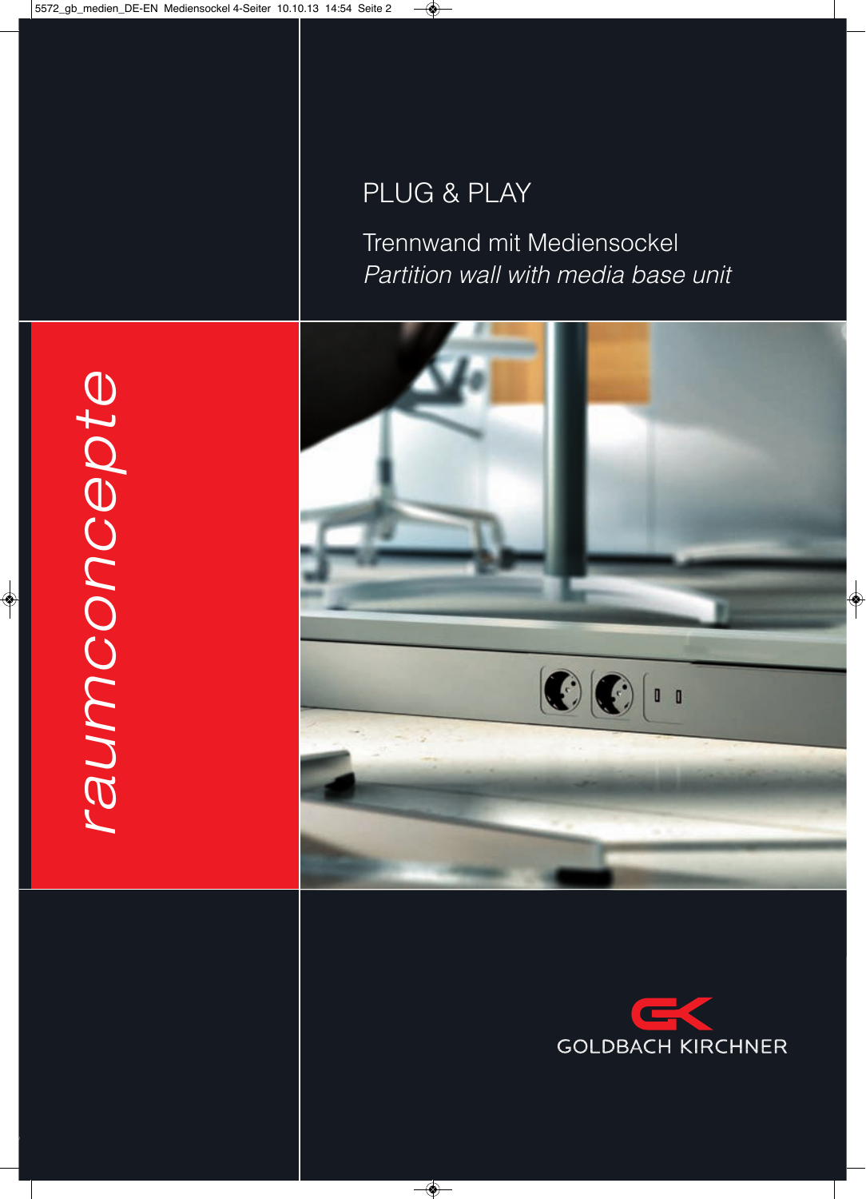# PLUG & PLAY

## Trennwand mit Mediensockel

*Partition wall with media base unit*

*raumconcepte*

GOLDBACH KIRCHNER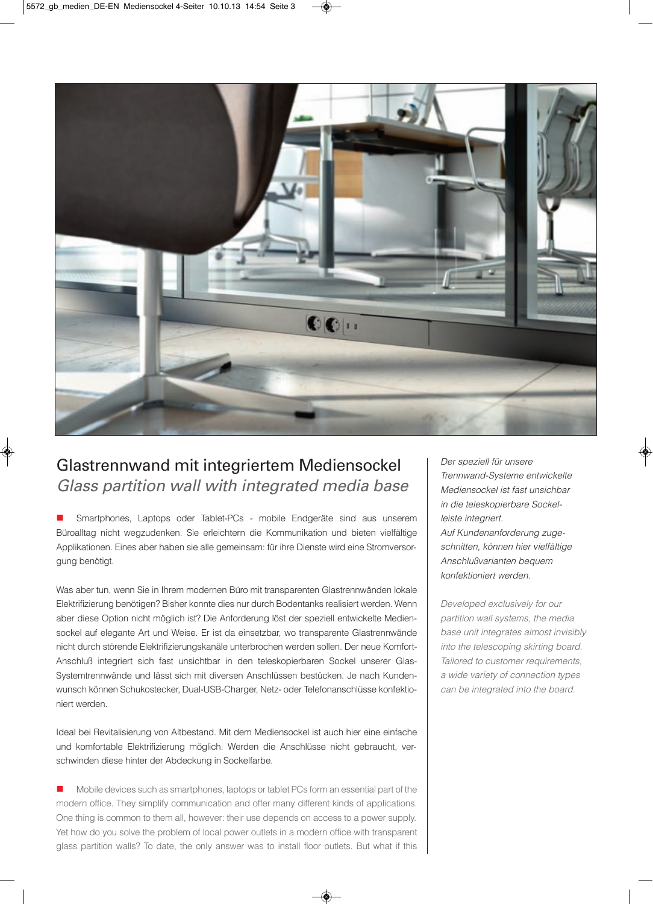# Glastrennwand mit integriertem Mediensockel

## *Glass partition wall with integrated media base*

■ Smartphones, Laptops oder Tablet-PCs - mobile Endgeräte sind aus unserem Büroalltag nicht wegzudenken. Sie erleichtern die Kommunikation und bieten vielfältige Applikationen. Eines aber haben sie alle gemeinsam: für ihre Dienste wird eine Stromversorgung benötigt.

Was aber tun, wenn Sie in Ihrem modernen Büro mit transparenten Glastrennwänden lokale Elektrifizierung benötigen? Bisher konnte dies nur durch Bodentanks realisiert werden. Wenn aber diese Option nicht möglich ist? Die Anforderung löst der speziell entwickelte Mediensockel auf elegante Art und Weise. Er ist da einsetzbar, wo transparente Glastrennwände nicht durch störende Elektrifizierungskanäle unterbrochen werden sollen. Der neue Komfort-Anschluß integriert sich fast unsichtbar in den teleskopierbaren Sockel unserer Glas-Systemtrennwände und lässt sich mit diversen Anschlüssen bestücken. Je nach Kundenwunsch können Schukostecker, Dual-USB-Charger, Netz- oder Telefonanschlüsse konfektioniert werden.

Ideal bei Revitalisierung von Altbestand. Mit dem Mediensockel ist auch hier eine einfache und komfortable Elektrifizierung möglich. Werden die Anschlüsse nicht gebraucht, verschwinden diese hinter der Abdeckung in Sockelfarbe.

■ Mobile devices such as smartphones, laptops or tablet PCs form an essential part of the modern office. They simplify communication and offer many different kinds of applications. One thing is common to them all, however: their use depends on access to a power supply. Yet how do you solve the problem of local power outlets in a modern office with transparent glass partition walls? To date, the only answer was to install floor outlets. But what if this

*Der speziell für unsere Trennwand-Systeme entwickelte Mediensockel ist fast unsichtbar in die teleskopierbare Sockelleiste integriert.*
*Auf Kundenanforderung zugeschnitten, können hier vielfältige Anschlußvarianten bequem konfektioniert werden.*

*Developed exclusively for our partition wall systems, the media base unit integrates almost invisibly into the telescoping skirting board. Tailored to customer requirements, a wide variety of connection types can be integrated into the board.*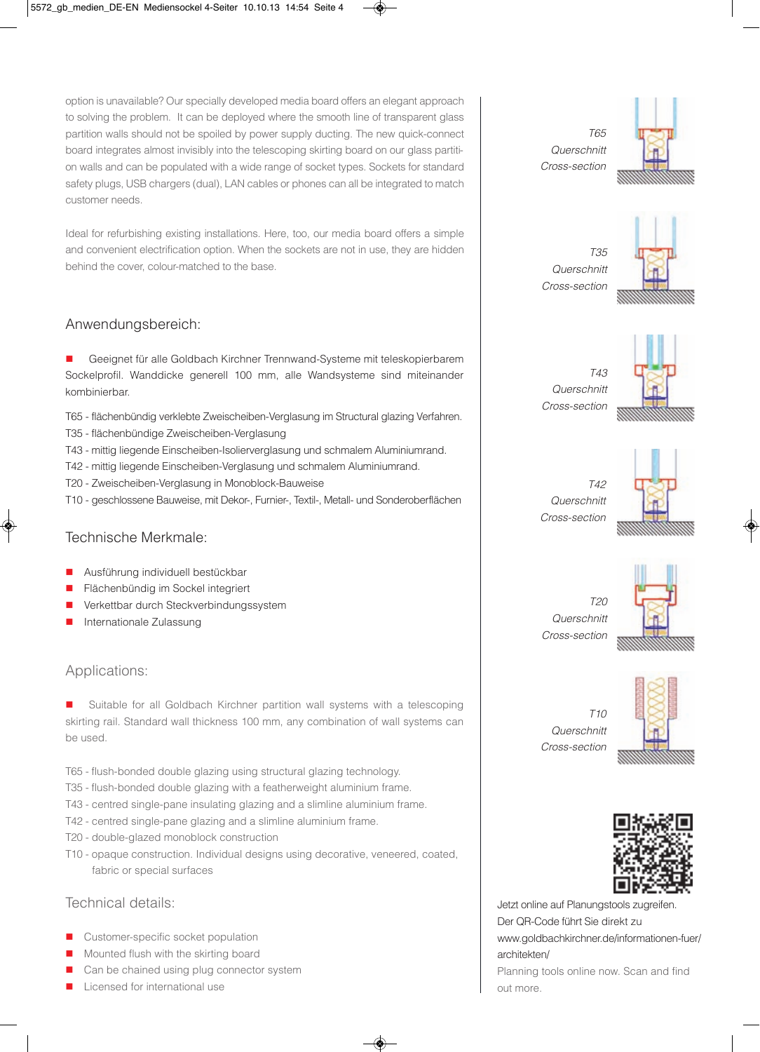option is unavailable? Our specially developed media board offers an elegant approach to solving the problem. It can be deployed where the smooth line of transparent glass partition walls should not be spoiled by power supply ducting. The new quick-connect board integrates almost invisibly into the telescoping skirting board on our glass partition walls and can be populated with a wide range of socket types. Sockets for standard safety plugs, USB chargers (dual), LAN cables or phones can all be integrated to match customer needs.

Ideal for refurbishing existing installations. Here, too, our media board offers a simple and convenient electrification option. When the sockets are not in use, they are hidden behind the cover, colour-matched to the base.

## Anwendungsbereich:

- Geeignet für alle Goldbach Kirchner Trennwand-Systeme mit teleskopierbarem Sockelprofil. Wanddicke generell 100 mm, alle Wandsysteme sind miteinander kombinierbar.

T65 - flächenbündig verklebte Zweischeiben-Verglasung im Structural glazing Verfahren.
T35 - flächenbündige Zweischeiben-Verglasung
T43 - mittig liegende Einscheiben-Isolierverglasung und schmalem Aluminiumrand.
T42 - mittig liegende Einscheiben-Verglasung und schmalem Aluminiumrand.
T20 - Zweischeiben-Verglasung in Monoblock-Bauweise
T10 - geschlossene Bauweise, mit Dekor-, Furnier-, Textil-, Metall- und Sonderoberflächen

## Technische Merkmale:

- Ausführung individuell bestückbar
- Flächenbündig im Sockel integriert
- Verkettbar durch Steckverbindungssystem
- Internationale Zulassung

## Applications:

- Suitable for all Goldbach Kirchner partition wall systems with a telescoping skirting rail. Standard wall thickness 100 mm, any combination of wall systems can be used.

T65 - flush-bonded double glazing using structural glazing technology.
T35 - flush-bonded double glazing with a featherweight aluminium frame.
T43 - centred single-pane insulating glazing and a slimline aluminium frame.
T42 - centred single-pane glazing and a slimline aluminium frame.
T20 - double-glazed monoblock construction
T10 - opaque construction. Individual designs using decorative, veneered, coated, fabric or special surfaces

## Technical details:

- Customer-specific socket population
- Mounted flush with the skirting board
- Can be chained using plug connector system
- Licensed for international use

*T65*
*Querschnitt*
*Cross-section*

*T35*
*Querschnitt*
*Cross-section*

*T43*
*Querschnitt*
*Cross-section*

*T42*
*Querschnitt*
*Cross-section*

*T20*
*Querschnitt*
*Cross-section*

*T10*
*Querschnitt*
*Cross-section*

Jetzt online auf Planungstools zugreifen.
Der QR-Code führt Sie direkt zu
www.goldbachkirchner.de/informationen-fuer/architekten/

Planning tools online now. Scan and find out more.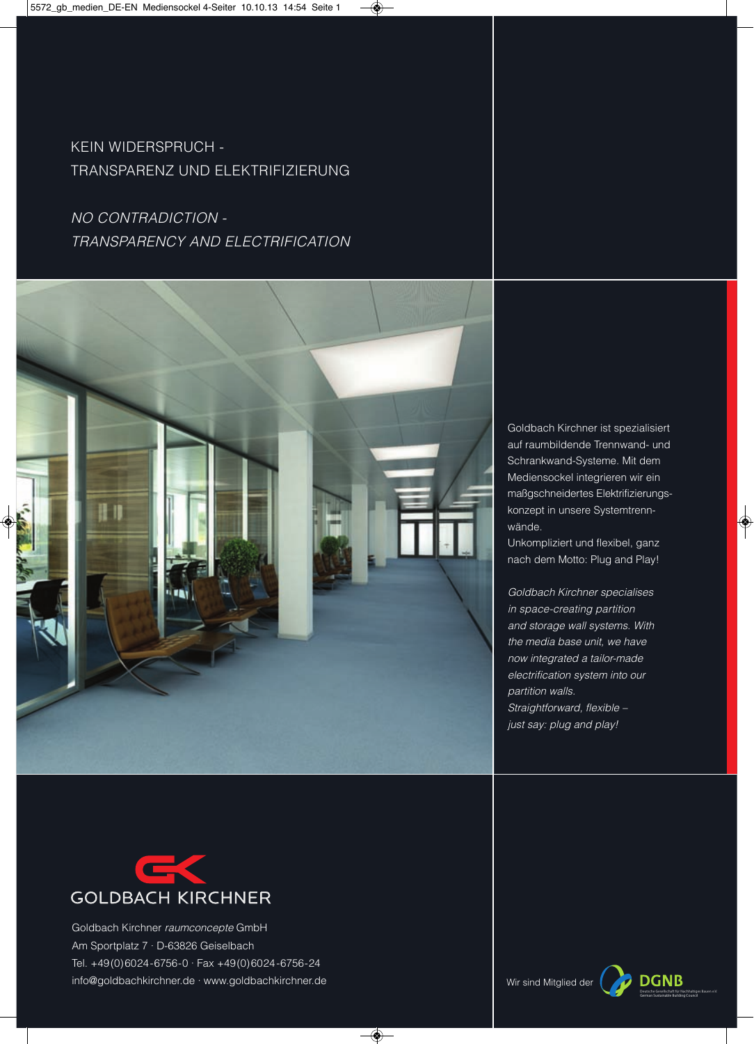KEIN WIDERSPRUCH -
TRANSPARENZ UND ELEKTRIFIZIERUNG

*NO CONTRADICTION -
TRANSPARENCY AND ELECTRIFICATION*

Goldbach Kirchner ist spezialisiert auf raumbildende Trennwand- und Schrankwand-Systeme. Mit dem Mediensockel integrieren wir ein maßgschneidertes Elektrifizierungskonzept in unsere Systemtrennwände.
Unkompliziert und flexibel, ganz nach dem Motto: Plug and Play!

*Goldbach Kirchner specialises in space-creating partition and storage wall systems. With the media base unit, we have now integrated a tailor-made electrification system into our partition walls.
Straightforward, flexible – just say: plug and play!*

GOLDBACH KIRCHNER

Goldbach Kirchner *raumconcepte* GmbH
Am Sportplatz 7 · D-63826 Geiselbach
Tel. +49(0)6024-6756-0 · Fax +49(0)6024-6756-24
info@goldbachkirchner.de · www.goldbachkirchner.de

Wir sind Mitglied der DGNB
Deutsche Gesellschaft für Nachhaltiges Bauen e.V.
German Sustainable Building Council